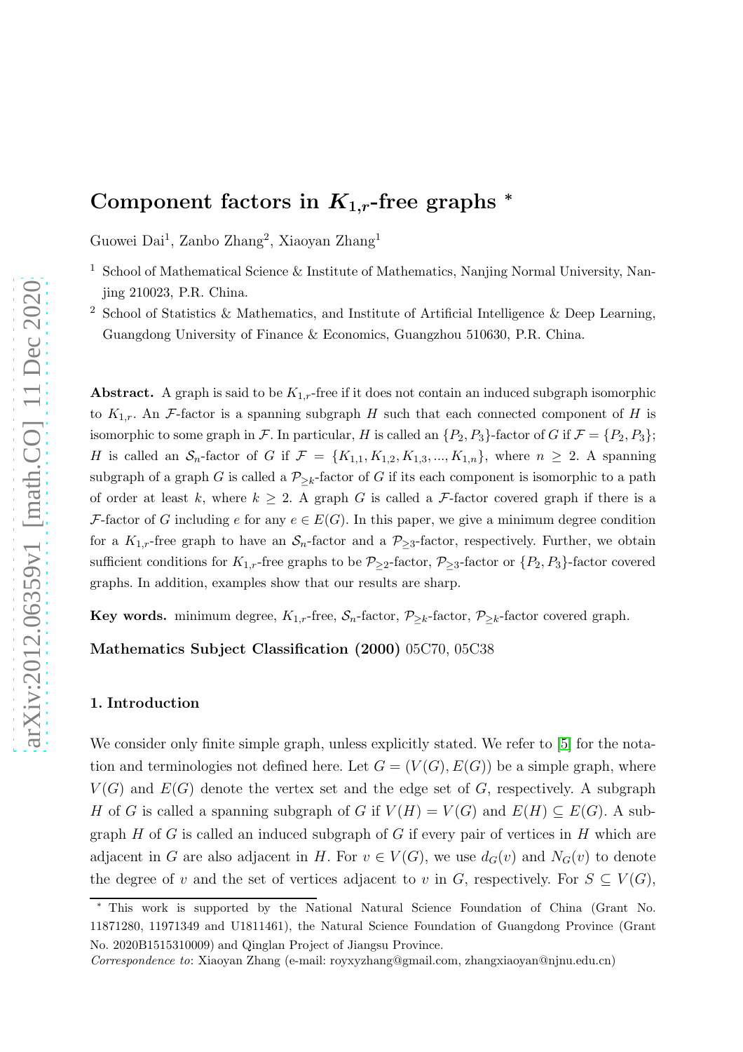# Component factors in $K_{1,r}$-free graphs *

Guowei Dai[1], Zanbo Zhang[2], Xiaoyan Zhang[1]

[1] School of Mathematical Science & Institute of Mathematics, Nanjing Normal University, Nanjing 210023, P.R. China.

[2] School of Statistics & Mathematics, and Institute of Artificial Intelligence & Deep Learning, Guangdong University of Finance & Economics, Guangzhou 510630, P.R. China.

**Abstract.** A graph is said to be $K_{1,r}$-free if it does not contain an induced subgraph isomorphic to $K_{1,r}$. An $\mathcal{F}$-factor is a spanning subgraph $H$ such that each connected component of $H$ is isomorphic to some graph in $\mathcal{F}$. In particular, $H$ is called an $\{P_2, P_3\}$-factor of $G$ if $\mathcal{F} = \{P_2, P_3\}$; $H$ is called an $\mathcal{S}_n$-factor of $G$ if $\mathcal{F} = \{K_{1,1}, K_{1,2}, K_{1,3}, ..., K_{1,n}\}$, where $n \geq 2$. A spanning subgraph of a graph $G$ is called a $\mathcal{P}_{\geq k}$-factor of $G$ if its each component is isomorphic to a path of order at least $k$, where $k \geq 2$. A graph $G$ is called a $\mathcal{F}$-factor covered graph if there is a $\mathcal{F}$-factor of $G$ including $e$ for any $e \in E(G)$. In this paper, we give a minimum degree condition for a $K_{1,r}$-free graph to have an $\mathcal{S}_n$-factor and a $\mathcal{P}_{\geq 3}$-factor, respectively. Further, we obtain sufficient conditions for $K_{1,r}$-free graphs to be $\mathcal{P}_{\geq 2}$-factor, $\mathcal{P}_{\geq 3}$-factor or $\{P_2, P_3\}$-factor covered graphs. In addition, examples show that our results are sharp.

**Key words.** minimum degree, $K_{1,r}$-free, $\mathcal{S}_n$-factor, $\mathcal{P}_{\geq k}$-factor, $\mathcal{P}_{\geq k}$-factor covered graph.

**Mathematics Subject Classification (2000)** 05C70, 05C38

## 1. Introduction

We consider only finite simple graph, unless explicitly stated. We refer to [5] for the notation and terminologies not defined here. Let $G = (V(G), E(G))$ be a simple graph, where $V(G)$ and $E(G)$ denote the vertex set and the edge set of $G$, respectively. A subgraph $H$ of $G$ is called a spanning subgraph of $G$ if $V(H) = V(G)$ and $E(H) \subseteq E(G)$. A subgraph $H$ of $G$ is called an induced subgraph of $G$ if every pair of vertices in $H$ which are adjacent in $G$ are also adjacent in $H$. For $v \in V(G)$, we use $d_G(v)$ and $N_G(v)$ to denote the degree of $v$ and the set of vertices adjacent to $v$ in $G$, respectively. For $S \subseteq V(G)$,

---

* This work is supported by the National Natural Science Foundation of China (Grant No. 11871280, 11971349 and U1811461), the Natural Science Foundation of Guangdong Province (Grant No. 2020B1515310009) and Qinglan Project of Jiangsu Province.

*Correspondence to*: Xiaoyan Zhang (e-mail: royxyzhang@gmail.com, zhangxiaoyan@njnu.edu.cn)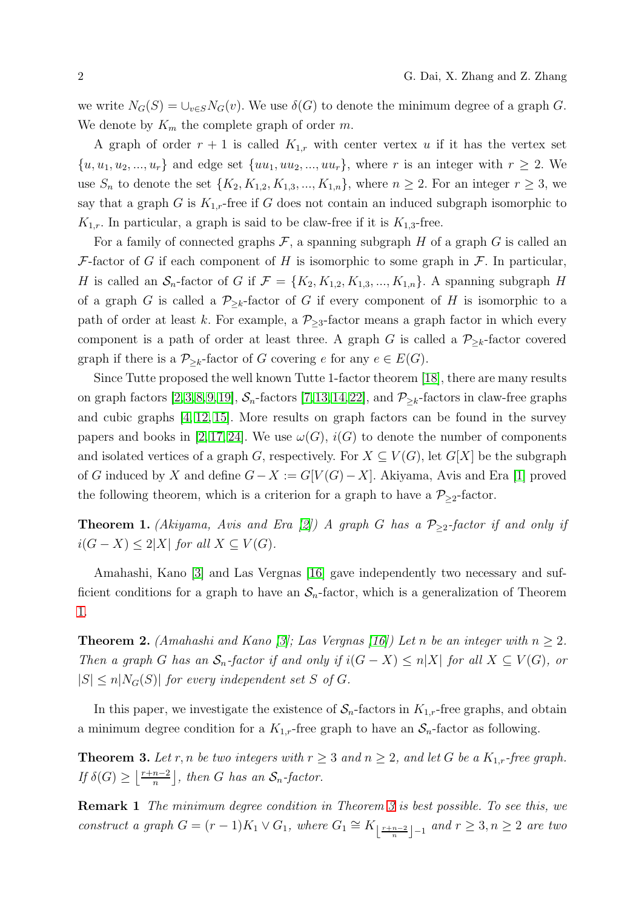we write $N_G(S) = \cup_{v\in S} N_G(v)$. We use $\delta(G)$ to denote the minimum degree of a graph $G$. We denote by $K_m$ the complete graph of order $m$.

A graph of order $r+1$ is called $K_{1,r}$ with center vertex $u$ if it has the vertex set $\{u, u_1, u_2, ..., u_r\}$ and edge set $\{uu_1, uu_2, ..., uu_r\}$, where $r$ is an integer with $r \geq 2$. We use $S_n$ to denote the set $\{K_2, K_{1,2}, K_{1,3}, ..., K_{1,n}\}$, where $n \geq 2$. For an integer $r \geq 3$, we say that a graph $G$ is $K_{1,r}$-free if $G$ does not contain an induced subgraph isomorphic to $K_{1,r}$. In particular, a graph is said to be claw-free if it is $K_{1,3}$-free.

For a family of connected graphs $\mathcal{F}$, a spanning subgraph $H$ of a graph $G$ is called an $\mathcal{F}$-factor of $G$ if each component of $H$ is isomorphic to some graph in $\mathcal{F}$. In particular, $H$ is called an $\mathcal{S}_n$-factor of $G$ if $\mathcal{F} = \{K_2, K_{1,2}, K_{1,3}, ..., K_{1,n}\}$. A spanning subgraph $H$ of a graph $G$ is called a $\mathcal{P}_{\geq k}$-factor of $G$ if every component of $H$ is isomorphic to a path of order at least $k$. For example, a $\mathcal{P}_{\geq 3}$-factor means a graph factor in which every component is a path of order at least three. A graph $G$ is called a $\mathcal{P}_{\geq k}$-factor covered graph if there is a $\mathcal{P}_{\geq k}$-factor of $G$ covering $e$ for any $e \in E(G)$.

Since Tutte proposed the well known Tutte 1-factor theorem [18], there are many results on graph factors [2,3,8,9,19], $\mathcal{S}_n$-factors [7,13,14,22], and $\mathcal{P}_{\geq k}$-factors in claw-free graphs and cubic graphs [4,12,15]. More results on graph factors can be found in the survey papers and books in [2,17,24]. We use $\omega(G)$, $i(G)$ to denote the number of components and isolated vertices of a graph $G$, respectively. For $X \subseteq V(G)$, let $G[X]$ be the subgraph of $G$ induced by $X$ and define $G - X := G[V(G) - X]$. Akiyama, Avis and Era [1] proved the following theorem, which is a criterion for a graph to have a $\mathcal{P}_{\geq 2}$-factor.

**Theorem 1.** *(Akiyama, Avis and Era [2]) A graph $G$ has a $\mathcal{P}_{\geq 2}$-factor if and only if $i(G - X) \leq 2|X|$ for all $X \subseteq V(G)$.*

Amahashi, Kano [3] and Las Vergnas [16] gave independently two necessary and sufficient conditions for a graph to have an $\mathcal{S}_n$-factor, which is a generalization of Theorem 1.

**Theorem 2.** *(Amahashi and Kano [3]; Las Vergnas [16]) Let $n$ be an integer with $n \geq 2$. Then a graph $G$ has an $\mathcal{S}_n$-factor if and only if $i(G - X) \leq n|X|$ for all $X \subseteq V(G)$, or $|S| \leq n|N_G(S)|$ for every independent set $S$ of $G$.*

In this paper, we investigate the existence of $\mathcal{S}_n$-factors in $K_{1,r}$-free graphs, and obtain a minimum degree condition for a $K_{1,r}$-free graph to have an $\mathcal{S}_n$-factor as following.

**Theorem 3.** *Let $r, n$ be two integers with $r \geq 3$ and $n \geq 2$, and let $G$ be a $K_{1,r}$-free graph. If $\delta(G) \geq \lfloor \frac{r+n-2}{n} \rfloor$, then $G$ has an $\mathcal{S}_n$-factor.*

**Remark 1** *The minimum degree condition in Theorem 3 is best possible. To see this, we construct a graph $G = (r-1)K_1 \vee G_1$, where $G_1 \cong K_{\lfloor \frac{r+n-2}{n} \rfloor - 1}$ and $r \geq 3, n \geq 2$ are two*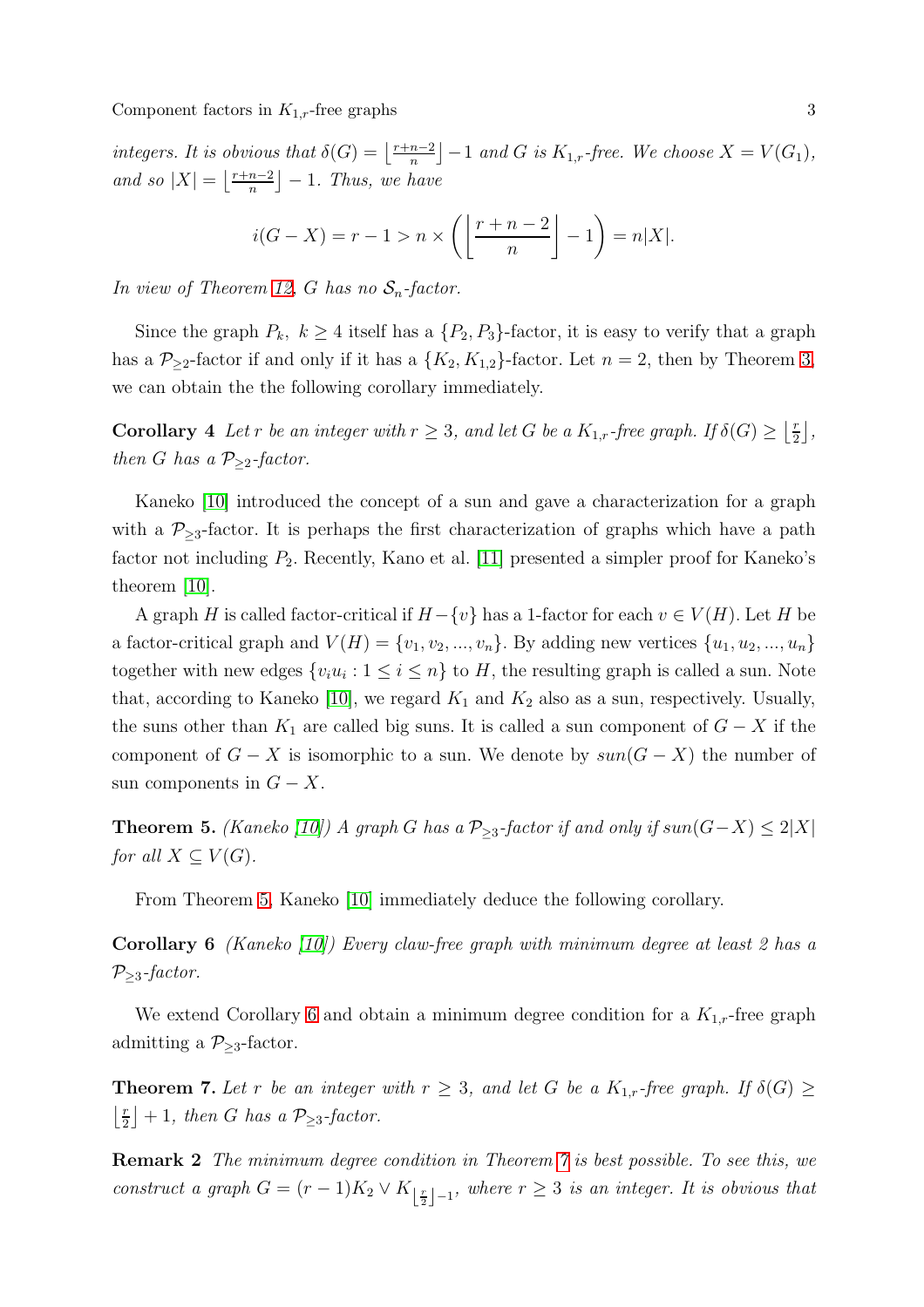*integers. It is obvious that $\delta(G) = \left\lfloor \frac{r+n-2}{n} \right\rfloor - 1$ and $G$ is $K_{1,r}$-free. We choose $X = V(G_1)$, and so $|X| = \left\lfloor \frac{r+n-2}{n} \right\rfloor - 1$. Thus, we have*

$$i(G-X) = r-1 > n \times \left( \left\lfloor \frac{r+n-2}{n} \right\rfloor - 1 \right) = n|X|.$$

*In view of Theorem 12, $G$ has no $\mathcal{S}_n$-factor.*

Since the graph $P_k$, $k \geq 4$ itself has a $\{P_2, P_3\}$-factor, it is easy to verify that a graph has a $\mathcal{P}_{\geq 2}$-factor if and only if it has a $\{K_2, K_{1,2}\}$-factor. Let $n = 2$, then by Theorem 3, we can obtain the the following corollary immediately.

**Corollary 4** *Let $r$ be an integer with $r \geq 3$, and let $G$ be a $K_{1,r}$-free graph. If $\delta(G) \geq \left\lfloor \frac{r}{2} \right\rfloor$, then $G$ has a $\mathcal{P}_{\geq 2}$-factor.*

Kaneko [10] introduced the concept of a sun and gave a characterization for a graph with a $\mathcal{P}_{\geq 3}$-factor. It is perhaps the first characterization of graphs which have a path factor not including $P_2$. Recently, Kano et al. [11] presented a simpler proof for Kaneko's theorem [10].

A graph $H$ is called factor-critical if $H - \{v\}$ has a 1-factor for each $v \in V(H)$. Let $H$ be a factor-critical graph and $V(H) = \{v_1, v_2, ..., v_n\}$. By adding new vertices $\{u_1, u_2, ..., u_n\}$ together with new edges $\{v_i u_i : 1 \leq i \leq n\}$ to $H$, the resulting graph is called a sun. Note that, according to Kaneko [10], we regard $K_1$ and $K_2$ also as a sun, respectively. Usually, the suns other than $K_1$ are called big suns. It is called a sun component of $G - X$ if the component of $G - X$ is isomorphic to a sun. We denote by $sun(G-X)$ the number of sun components in $G - X$.

**Theorem 5.** *(Kaneko [10]) A graph $G$ has a $\mathcal{P}_{\geq 3}$-factor if and only if $sun(G-X) \leq 2|X|$ for all $X \subseteq V(G)$.*

From Theorem 5, Kaneko [10] immediately deduce the following corollary.

**Corollary 6** *(Kaneko [10]) Every claw-free graph with minimum degree at least 2 has a $\mathcal{P}_{\geq 3}$-factor.*

We extend Corollary 6 and obtain a minimum degree condition for a $K_{1,r}$-free graph admitting a $\mathcal{P}_{\geq 3}$-factor.

**Theorem 7.** *Let $r$ be an integer with $r \geq 3$, and let $G$ be a $K_{1,r}$-free graph. If $\delta(G) \geq \left\lfloor \frac{r}{2} \right\rfloor + 1$, then $G$ has a $\mathcal{P}_{\geq 3}$-factor.*

**Remark 2** *The minimum degree condition in Theorem 7 is best possible. To see this, we construct a graph $G = (r-1)K_2 \vee K_{\left\lfloor \frac{r}{2} \right\rfloor - 1}$, where $r \geq 3$ is an integer. It is obvious that*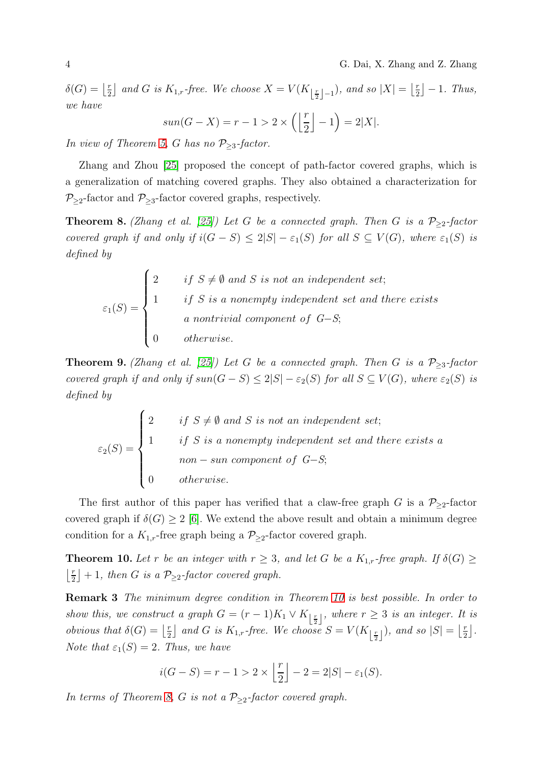*$\delta(G) = \left\lfloor \frac{r}{2} \right\rfloor$ and $G$ is $K_{1,r}$-free. We choose $X = V(K_{\lfloor \frac{r}{2} \rfloor - 1})$, and so $|X| = \left\lfloor \frac{r}{2} \right\rfloor - 1$. Thus, we have*

$$sun(G - X) = r - 1 > 2 \times \left( \left\lfloor \frac{r}{2} \right\rfloor - 1 \right) = 2|X|.$$

*In view of Theorem 5, $G$ has no $\mathcal{P}_{\geq 3}$-factor.*

Zhang and Zhou [25] proposed the concept of path-factor covered graphs, which is a generalization of matching covered graphs. They also obtained a characterization for $\mathcal{P}_{\geq 2}$-factor and $\mathcal{P}_{\geq 3}$-factor covered graphs, respectively.

**Theorem 8.** *(Zhang et al. [25]) Let $G$ be a connected graph. Then $G$ is a $\mathcal{P}_{\geq 2}$-factor covered graph if and only if $i(G - S) \leq 2|S| - \varepsilon_1(S)$ for all $S \subseteq V(G)$, where $\varepsilon_1(S)$ is defined by*

$$\varepsilon_1(S) = \begin{cases} 2 & \text{if } S \neq \emptyset \text{ and } S \text{ is not an independent set;} \\ 1 & \text{if } S \text{ is a nonempty independent set and there exists} \\ & \text{a nontrivial component of } G{-}S; \\ 0 & \text{otherwise.} \end{cases}$$

**Theorem 9.** *(Zhang et al. [25]) Let $G$ be a connected graph. Then $G$ is a $\mathcal{P}_{\geq 3}$-factor covered graph if and only if $sun(G - S) \leq 2|S| - \varepsilon_2(S)$ for all $S \subseteq V(G)$, where $\varepsilon_2(S)$ is defined by*

$$\varepsilon_2(S) = \begin{cases} 2 & \text{if } S \neq \emptyset \text{ and } S \text{ is not an independent set;} \\ 1 & \text{if } S \text{ is a nonempty independent set and there exists a} \\ & non - sun \text{ component of } G{-}S; \\ 0 & \text{otherwise.} \end{cases}$$

The first author of this paper has verified that a claw-free graph $G$ is a $\mathcal{P}_{\geq 2}$-factor covered graph if $\delta(G) \geq 2$ [6]. We extend the above result and obtain a minimum degree condition for a $K_{1,r}$-free graph being a $\mathcal{P}_{\geq 2}$-factor covered graph.

**Theorem 10.** *Let $r$ be an integer with $r \geq 3$, and let $G$ be a $K_{1,r}$-free graph. If $\delta(G) \geq \left\lfloor \frac{r}{2} \right\rfloor + 1$, then $G$ is a $\mathcal{P}_{\geq 2}$-factor covered graph.*

**Remark 3** *The minimum degree condition in Theorem 10 is best possible. In order to show this, we construct a graph $G = (r-1)K_1 \vee K_{\lfloor \frac{r}{2} \rfloor}$, where $r \geq 3$ is an integer. It is obvious that $\delta(G) = \left\lfloor \frac{r}{2} \right\rfloor$ and $G$ is $K_{1,r}$-free. We choose $S = V(K_{\lfloor \frac{r}{2} \rfloor})$, and so $|S| = \left\lfloor \frac{r}{2} \right\rfloor$. Note that $\varepsilon_1(S) = 2$. Thus, we have*

$$i(G - S) = r - 1 > 2 \times \left\lfloor \frac{r}{2} \right\rfloor - 2 = 2|S| - \varepsilon_1(S).$$

*In terms of Theorem 8, $G$ is not a $\mathcal{P}_{\geq 2}$-factor covered graph.*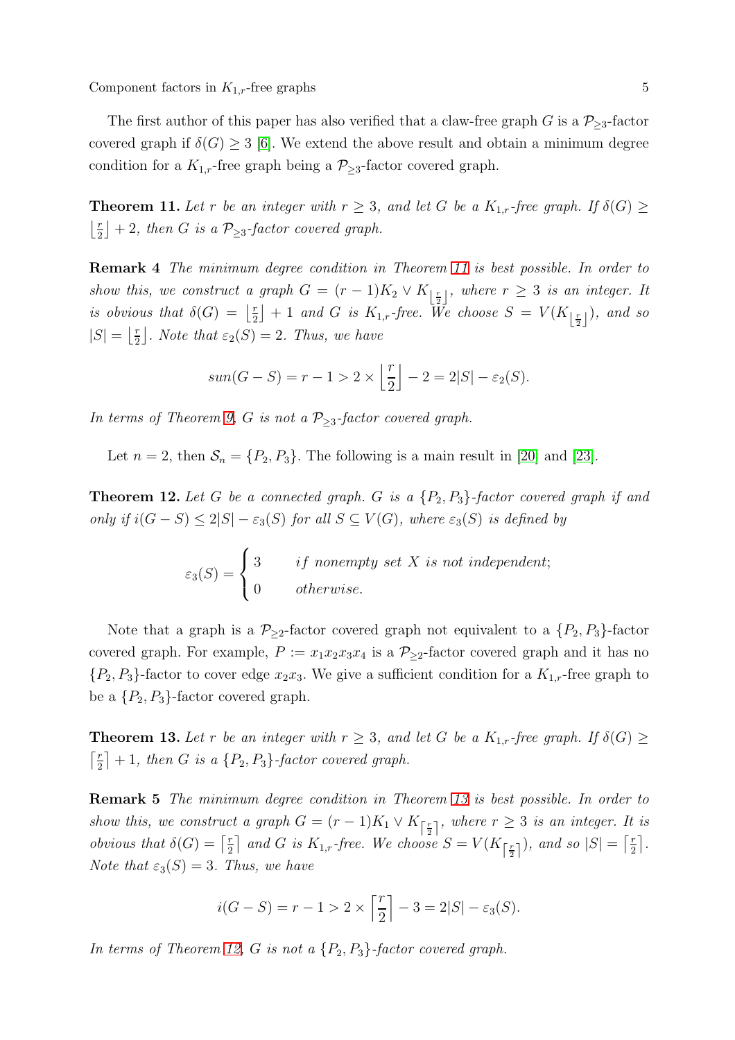The first author of this paper has also verified that a claw-free graph $G$ is a $\mathcal{P}_{\geq 3}$-factor covered graph if $\delta(G) \geq 3$ [6]. We extend the above result and obtain a minimum degree condition for a $K_{1,r}$-free graph being a $\mathcal{P}_{\geq 3}$-factor covered graph.

**Theorem 11.** *Let $r$ be an integer with $r \geq 3$, and let $G$ be a $K_{1,r}$-free graph. If $\delta(G) \geq \left\lfloor \frac{r}{2} \right\rfloor + 2$, then $G$ is a $\mathcal{P}_{\geq 3}$-factor covered graph.*

**Remark 4** *The minimum degree condition in Theorem 11 is best possible. In order to show this, we construct a graph $G = (r-1)K_2 \vee K_{\lfloor \frac{r}{2} \rfloor}$, where $r \geq 3$ is an integer. It is obvious that $\delta(G) = \left\lfloor \frac{r}{2} \right\rfloor + 1$ and $G$ is $K_{1,r}$-free. We choose $S = V(K_{\lfloor \frac{r}{2} \rfloor})$, and so $|S| = \left\lfloor \frac{r}{2} \right\rfloor$. Note that $\varepsilon_2(S) = 2$. Thus, we have*

$$sun(G - S) = r - 1 > 2 \times \left\lfloor \frac{r}{2} \right\rfloor - 2 = 2|S| - \varepsilon_2(S).$$

*In terms of Theorem 9, $G$ is not a $\mathcal{P}_{\geq 3}$-factor covered graph.*

Let $n = 2$, then $\mathcal{S}_n = \{P_2, P_3\}$. The following is a main result in [20] and [23].

**Theorem 12.** *Let $G$ be a connected graph. $G$ is a $\{P_2, P_3\}$-factor covered graph if and only if $i(G - S) \leq 2|S| - \varepsilon_3(S)$ for all $S \subseteq V(G)$, where $\varepsilon_3(S)$ is defined by*

$$\varepsilon_3(S) = \begin{cases} 3 & \text{if nonempty set } X \text{ is not independent;} \\ 0 & \text{otherwise.} \end{cases}$$

Note that a graph is a $\mathcal{P}_{\geq 2}$-factor covered graph not equivalent to a $\{P_2, P_3\}$-factor covered graph. For example, $P := x_1x_2x_3x_4$ is a $\mathcal{P}_{\geq 2}$-factor covered graph and it has no $\{P_2, P_3\}$-factor to cover edge $x_2x_3$. We give a sufficient condition for a $K_{1,r}$-free graph to be a $\{P_2, P_3\}$-factor covered graph.

**Theorem 13.** *Let $r$ be an integer with $r \geq 3$, and let $G$ be a $K_{1,r}$-free graph. If $\delta(G) \geq \left\lceil \frac{r}{2} \right\rceil + 1$, then $G$ is a $\{P_2, P_3\}$-factor covered graph.*

**Remark 5** *The minimum degree condition in Theorem 13 is best possible. In order to show this, we construct a graph $G = (r-1)K_1 \vee K_{\lceil \frac{r}{2} \rceil}$, where $r \geq 3$ is an integer. It is obvious that $\delta(G) = \left\lceil \frac{r}{2} \right\rceil$ and $G$ is $K_{1,r}$-free. We choose $S = V(K_{\lceil \frac{r}{2} \rceil})$, and so $|S| = \left\lceil \frac{r}{2} \right\rceil$. Note that $\varepsilon_3(S) = 3$. Thus, we have*

$$i(G - S) = r - 1 > 2 \times \left\lceil \frac{r}{2} \right\rceil - 3 = 2|S| - \varepsilon_3(S).$$

*In terms of Theorem 12, $G$ is not a $\{P_2, P_3\}$-factor covered graph.*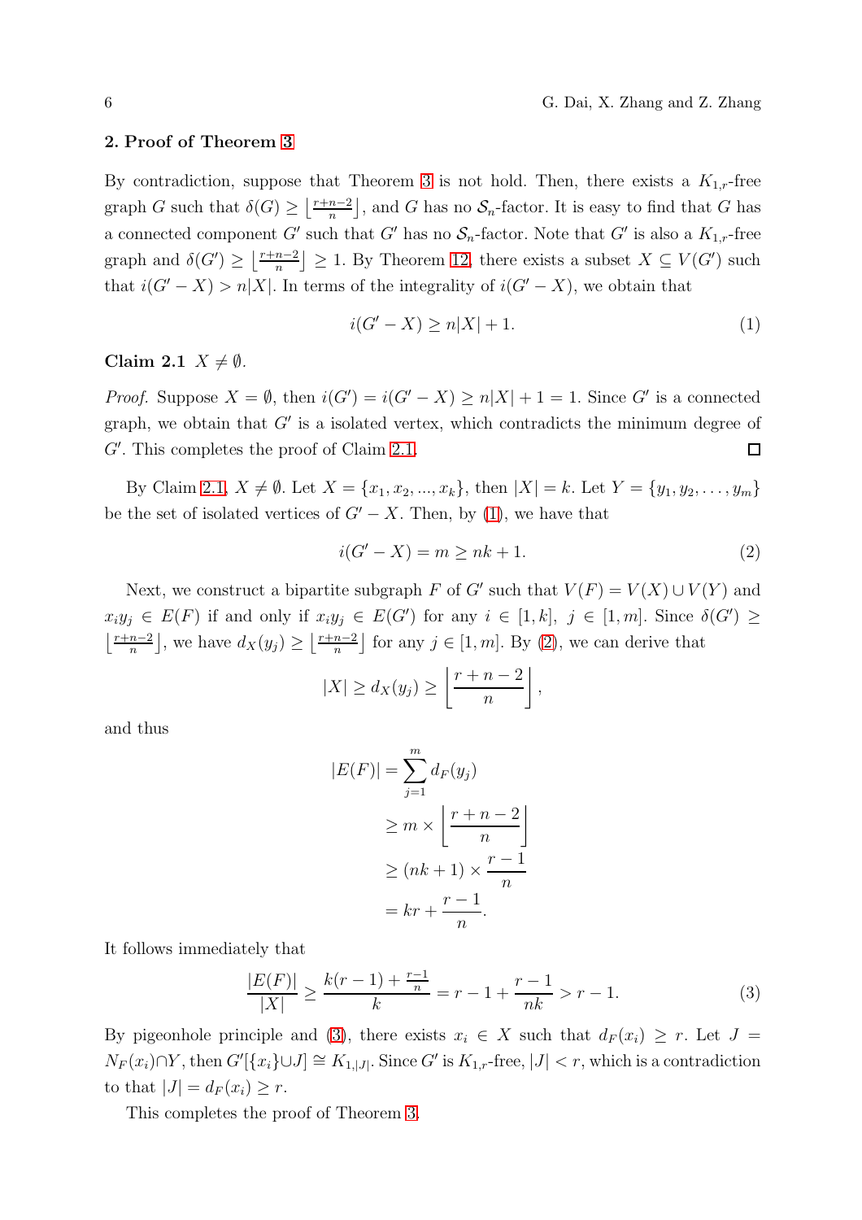## 2. Proof of Theorem 3

By contradiction, suppose that Theorem 3 is not hold. Then, there exists a $K_{1,r}$-free graph $G$ such that $\delta(G) \geq \lfloor \frac{r+n-2}{n} \rfloor$, and $G$ has no $\mathcal{S}_n$-factor. It is easy to find that $G$ has a connected component $G'$ such that $G'$ has no $\mathcal{S}_n$-factor. Note that $G'$ is also a $K_{1,r}$-free graph and $\delta(G') \geq \lfloor \frac{r+n-2}{n} \rfloor \geq 1$. By Theorem 12, there exists a subset $X \subseteq V(G')$ such that $i(G'-X) > n|X|$. In terms of the integrality of $i(G'-X)$, we obtain that

$$i(G'-X) \geq n|X| + 1. \tag{1}$$

**Claim 2.1** $X \neq \emptyset$.

*Proof.* Suppose $X = \emptyset$, then $i(G') = i(G'-X) \geq n|X| + 1 = 1$. Since $G'$ is a connected graph, we obtain that $G'$ is a isolated vertex, which contradicts the minimum degree of $G'$. This completes the proof of Claim 2.1. □

By Claim 2.1, $X \neq \emptyset$. Let $X = \{x_1, x_2, ..., x_k\}$, then $|X| = k$. Let $Y = \{y_1, y_2, \ldots, y_m\}$ be the set of isolated vertices of $G'-X$. Then, by (1), we have that

$$i(G'-X) = m \geq nk + 1. \tag{2}$$

Next, we construct a bipartite subgraph $F$ of $G'$ such that $V(F) = V(X) \cup V(Y)$ and $x_iy_j \in E(F)$ if and only if $x_iy_j \in E(G')$ for any $i \in [1,k]$, $j \in [1,m]$. Since $\delta(G') \geq \lfloor \frac{r+n-2}{n} \rfloor$, we have $d_X(y_j) \geq \lfloor \frac{r+n-2}{n} \rfloor$ for any $j \in [1,m]$. By (2), we can derive that

$$|X| \geq d_X(y_j) \geq \left\lfloor \frac{r+n-2}{n} \right\rfloor,$$

and thus

$$\begin{aligned}
|E(F)| &= \sum_{j=1}^{m} d_F(y_j) \\
&\geq m \times \left\lfloor \frac{r+n-2}{n} \right\rfloor \\
&\geq (nk+1) \times \frac{r-1}{n} \\
&= kr + \frac{r-1}{n}.
\end{aligned}$$

It follows immediately that

$$\frac{|E(F)|}{|X|} \geq \frac{k(r-1) + \frac{r-1}{n}}{k} = r - 1 + \frac{r-1}{nk} > r-1. \tag{3}$$

By pigeonhole principle and (3), there exists $x_i \in X$ such that $d_F(x_i) \geq r$. Let $J = N_F(x_i) \cap Y$, then $G'[\{x_i\} \cup J] \cong K_{1,|J|}$. Since $G'$ is $K_{1,r}$-free, $|J| < r$, which is a contradiction to that $|J| = d_F(x_i) \geq r$.

This completes the proof of Theorem 3.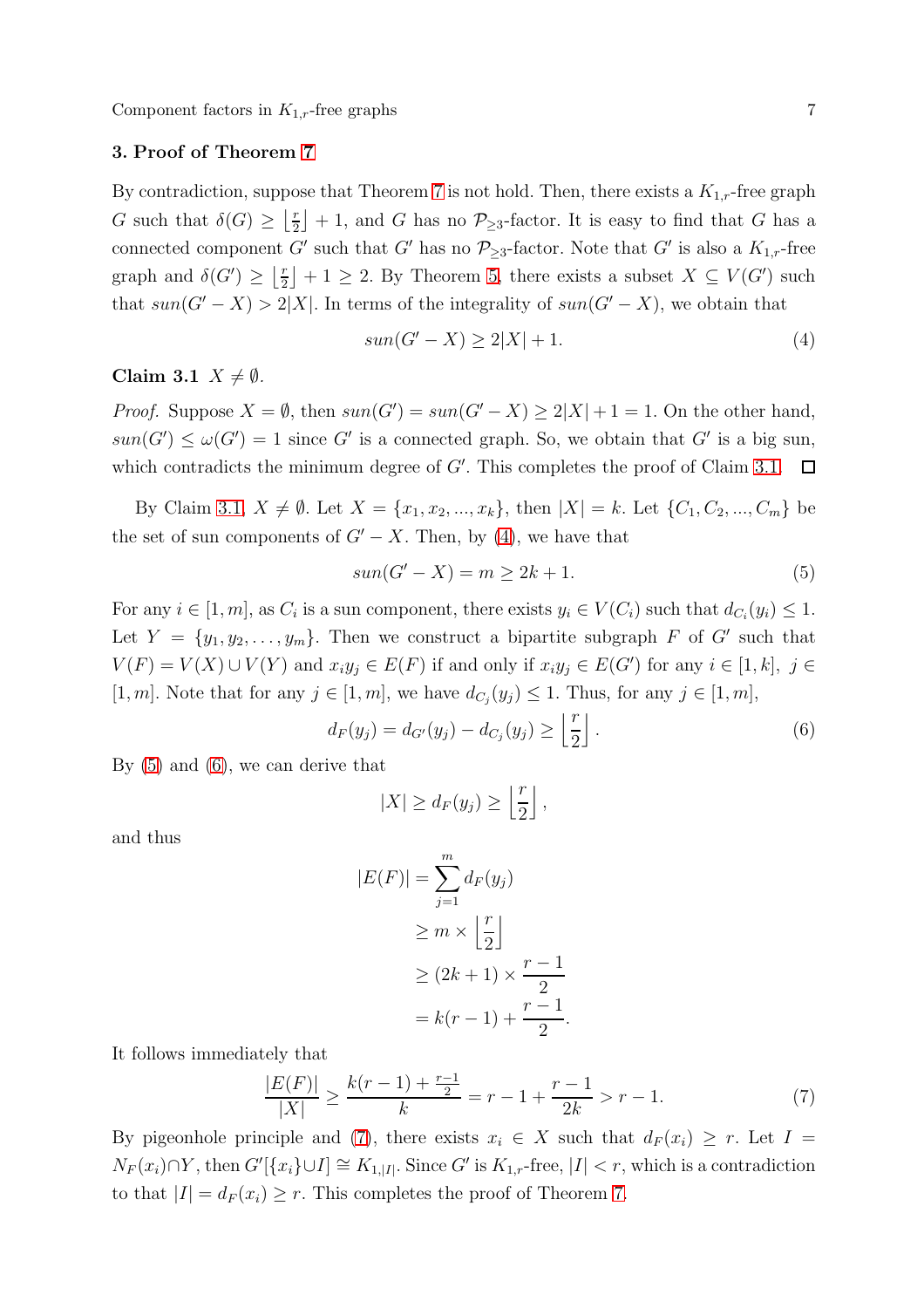### 3. Proof of Theorem 7

By contradiction, suppose that Theorem 7 is not hold. Then, there exists a $K_{1,r}$-free graph $G$ such that $\delta(G) \geq \left\lfloor \frac{r}{2} \right\rfloor + 1$, and $G$ has no $\mathcal{P}_{\geq 3}$-factor. It is easy to find that $G$ has a connected component $G'$ such that $G'$ has no $\mathcal{P}_{\geq 3}$-factor. Note that $G'$ is also a $K_{1,r}$-free graph and $\delta(G') \geq \left\lfloor \frac{r}{2} \right\rfloor + 1 \geq 2$. By Theorem 5, there exists a subset $X \subseteq V(G')$ such that $sun(G' - X) > 2|X|$. In terms of the integrality of $sun(G' - X)$, we obtain that

$$sun(G' - X) \geq 2|X| + 1. \tag{4}$$

**Claim 3.1** *$X \neq \emptyset$.*

*Proof.* Suppose $X = \emptyset$, then $sun(G') = sun(G' - X) \geq 2|X| + 1 = 1$. On the other hand, $sun(G') \leq \omega(G') = 1$ since $G'$ is a connected graph. So, we obtain that $G'$ is a big sun, which contradicts the minimum degree of $G'$. This completes the proof of Claim 3.1. $\square$

By Claim 3.1, $X \neq \emptyset$. Let $X = \{x_1, x_2, ..., x_k\}$, then $|X| = k$. Let $\{C_1, C_2, ..., C_m\}$ be the set of sun components of $G' - X$. Then, by (4), we have that

$$sun(G' - X) = m \geq 2k + 1. \tag{5}$$

For any $i \in [1, m]$, as $C_i$ is a sun component, there exists $y_i \in V(C_i)$ such that $d_{C_i}(y_i) \leq 1$. Let $Y = \{y_1, y_2, \ldots, y_m\}$. Then we construct a bipartite subgraph $F$ of $G'$ such that $V(F) = V(X) \cup V(Y)$ and $x_i y_j \in E(F)$ if and only if $x_i y_j \in E(G')$ for any $i \in [1, k]$, $j \in [1, m]$. Note that for any $j \in [1, m]$, we have $d_{C_j}(y_j) \leq 1$. Thus, for any $j \in [1, m]$,

$$d_F(y_j) = d_{G'}(y_j) - d_{C_j}(y_j) \geq \left\lfloor \frac{r}{2} \right\rfloor. \tag{6}$$

By (5) and (6), we can derive that

$$|X| \geq d_F(y_j) \geq \left\lfloor \frac{r}{2} \right\rfloor,$$

and thus

$$\begin{aligned}
|E(F)| &= \sum_{j=1}^{m} d_F(y_j) \\
&\geq m \times \left\lfloor \frac{r}{2} \right\rfloor \\
&\geq (2k+1) \times \frac{r-1}{2} \\
&= k(r-1) + \frac{r-1}{2}.
\end{aligned}$$

It follows immediately that

$$\frac{|E(F)|}{|X|} \geq \frac{k(r-1) + \frac{r-1}{2}}{k} = r - 1 + \frac{r-1}{2k} > r - 1. \tag{7}$$

By pigeonhole principle and (7), there exists $x_i \in X$ such that $d_F(x_i) \geq r$. Let $I = N_F(x_i) \cap Y$, then $G'[\{x_i\} \cup I] \cong K_{1,|I|}$. Since $G'$ is $K_{1,r}$-free, $|I| < r$, which is a contradiction to that $|I| = d_F(x_i) \geq r$. This completes the proof of Theorem 7.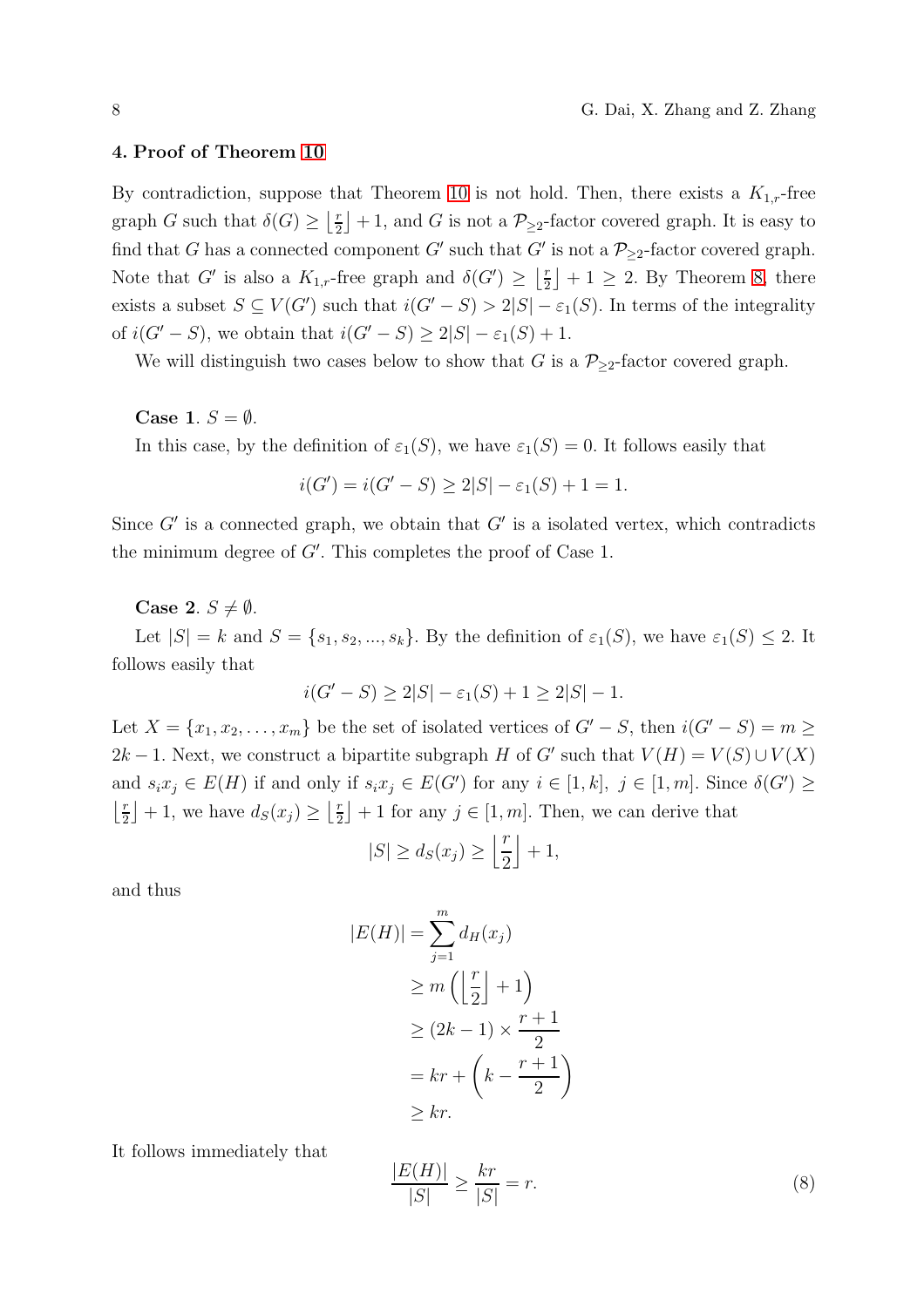### 4. Proof of Theorem 10

By contradiction, suppose that Theorem 10 is not hold. Then, there exists a $K_{1,r}$-free graph $G$ such that $\delta(G) \geq \left\lfloor \frac{r}{2} \right\rfloor + 1$, and $G$ is not a $\mathcal{P}_{\geq 2}$-factor covered graph. It is easy to find that $G$ has a connected component $G'$ such that $G'$ is not a $\mathcal{P}_{\geq 2}$-factor covered graph. Note that $G'$ is also a $K_{1,r}$-free graph and $\delta(G') \geq \left\lfloor \frac{r}{2} \right\rfloor + 1 \geq 2$. By Theorem 8, there exists a subset $S \subseteq V(G')$ such that $i(G' - S) > 2|S| - \varepsilon_1(S)$. In terms of the integrality of $i(G' - S)$, we obtain that $i(G' - S) \geq 2|S| - \varepsilon_1(S) + 1$.

We will distinguish two cases below to show that $G$ is a $\mathcal{P}_{\geq 2}$-factor covered graph.

**Case 1**. $S = \emptyset$.

In this case, by the definition of $\varepsilon_1(S)$, we have $\varepsilon_1(S) = 0$. It follows easily that

$$i(G') = i(G' - S) \geq 2|S| - \varepsilon_1(S) + 1 = 1.$$

Since $G'$ is a connected graph, we obtain that $G'$ is a isolated vertex, which contradicts the minimum degree of $G'$. This completes the proof of Case 1.

**Case 2**. $S \neq \emptyset$.

Let $|S| = k$ and $S = \{s_1, s_2, ..., s_k\}$. By the definition of $\varepsilon_1(S)$, we have $\varepsilon_1(S) \leq 2$. It follows easily that

$$i(G' - S) \geq 2|S| - \varepsilon_1(S) + 1 \geq 2|S| - 1.$$

Let $X = \{x_1, x_2, \ldots, x_m\}$ be the set of isolated vertices of $G' - S$, then $i(G' - S) = m \geq 2k - 1$. Next, we construct a bipartite subgraph $H$ of $G'$ such that $V(H) = V(S) \cup V(X)$ and $s_i x_j \in E(H)$ if and only if $s_i x_j \in E(G')$ for any $i \in [1, k]$, $j \in [1, m]$. Since $\delta(G') \geq \left\lfloor \frac{r}{2} \right\rfloor + 1$, we have $d_S(x_j) \geq \left\lfloor \frac{r}{2} \right\rfloor + 1$ for any $j \in [1, m]$. Then, we can derive that

$$|S| \geq d_S(x_j) \geq \left\lfloor \frac{r}{2} \right\rfloor + 1,$$

and thus

$$\begin{aligned}
|E(H)| &= \sum_{j=1}^{m} d_H(x_j) \\
&\geq m\left(\left\lfloor \frac{r}{2} \right\rfloor + 1\right) \\
&\geq (2k - 1) \times \frac{r+1}{2} \\
&= kr + \left(k - \frac{r+1}{2}\right) \\
&\geq kr.
\end{aligned}$$

It follows immediately that

$$\frac{|E(H)|}{|S|} \geq \frac{kr}{|S|} = r. \tag{8}$$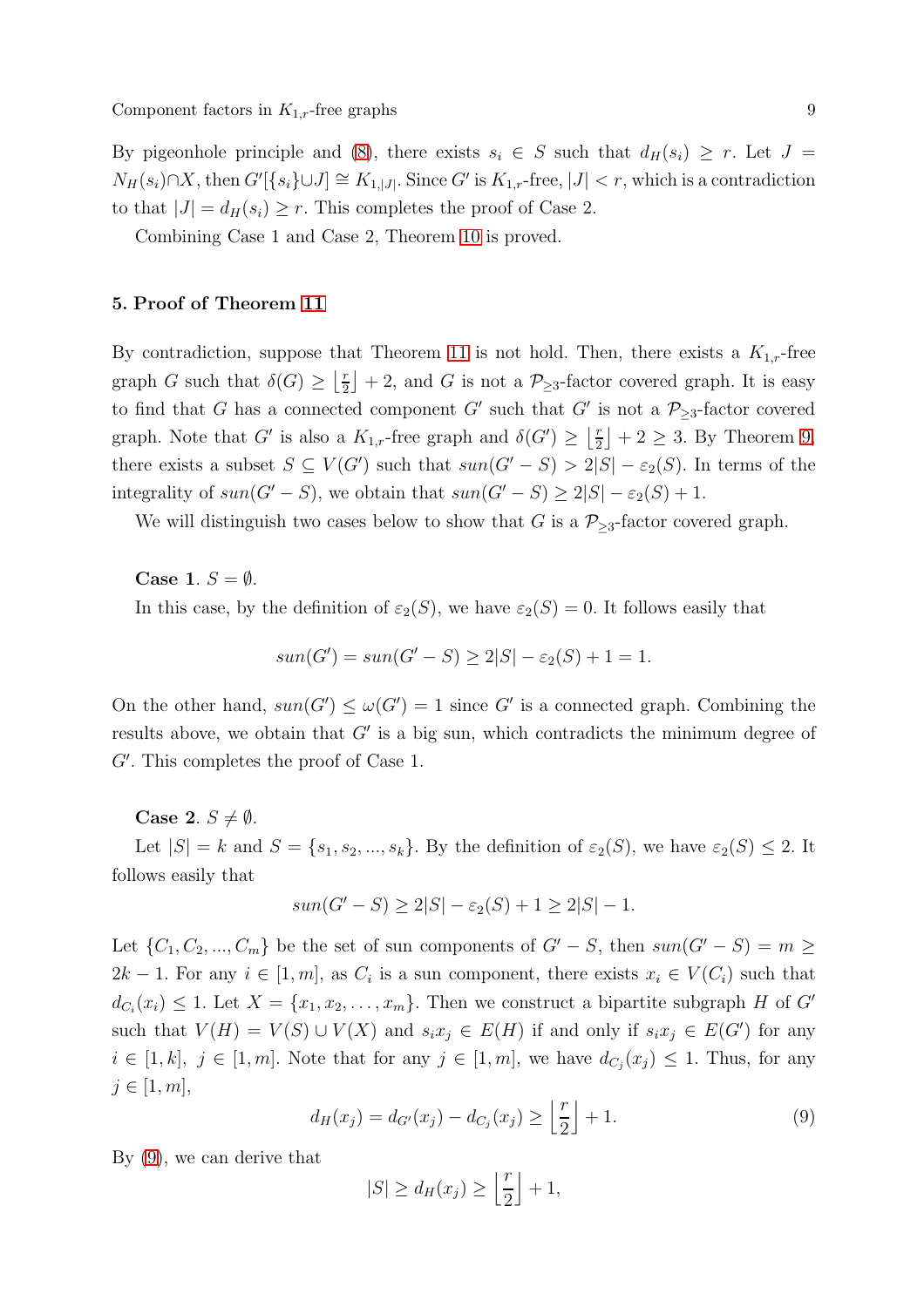By pigeonhole principle and (8), there exists $s_i \in S$ such that $d_H(s_i) \geq r$. Let $J = N_H(s_i) \cap X$, then $G'[\{s_i\} \cup J] \cong K_{1,|J|}$. Since $G'$ is $K_{1,r}$-free, $|J| < r$, which is a contradiction to that $|J| = d_H(s_i) \geq r$. This completes the proof of Case 2.

Combining Case 1 and Case 2, Theorem 10 is proved.

## 5. Proof of Theorem 11

By contradiction, suppose that Theorem 11 is not hold. Then, there exists a $K_{1,r}$-free graph $G$ such that $\delta(G) \geq \left\lfloor \frac{r}{2} \right\rfloor + 2$, and $G$ is not a $\mathcal{P}_{\geq 3}$-factor covered graph. It is easy to find that $G$ has a connected component $G'$ such that $G'$ is not a $\mathcal{P}_{\geq 3}$-factor covered graph. Note that $G'$ is also a $K_{1,r}$-free graph and $\delta(G') \geq \left\lfloor \frac{r}{2} \right\rfloor + 2 \geq 3$. By Theorem 9, there exists a subset $S \subseteq V(G')$ such that $sun(G' - S) > 2|S| - \varepsilon_2(S)$. In terms of the integrality of $sun(G' - S)$, we obtain that $sun(G' - S) \geq 2|S| - \varepsilon_2(S) + 1$.

We will distinguish two cases below to show that $G$ is a $\mathcal{P}_{\geq 3}$-factor covered graph.

**Case 1**. $S = \emptyset$.

In this case, by the definition of $\varepsilon_2(S)$, we have $\varepsilon_2(S) = 0$. It follows easily that

$$sun(G') = sun(G' - S) \geq 2|S| - \varepsilon_2(S) + 1 = 1.$$

On the other hand, $sun(G') \leq \omega(G') = 1$ since $G'$ is a connected graph. Combining the results above, we obtain that $G'$ is a big sun, which contradicts the minimum degree of $G'$. This completes the proof of Case 1.

**Case 2**. $S \neq \emptyset$.

Let $|S| = k$ and $S = \{s_1, s_2, ..., s_k\}$. By the definition of $\varepsilon_2(S)$, we have $\varepsilon_2(S) \leq 2$. It follows easily that

$$sun(G' - S) \geq 2|S| - \varepsilon_2(S) + 1 \geq 2|S| - 1.$$

Let $\{C_1, C_2, ..., C_m\}$ be the set of sun components of $G' - S$, then $sun(G' - S) = m \geq 2k - 1$. For any $i \in [1, m]$, as $C_i$ is a sun component, there exists $x_i \in V(C_i)$ such that $d_{C_i}(x_i) \leq 1$. Let $X = \{x_1, x_2, \ldots, x_m\}$. Then we construct a bipartite subgraph $H$ of $G'$ such that $V(H) = V(S) \cup V(X)$ and $s_i x_j \in E(H)$ if and only if $s_i x_j \in E(G')$ for any $i \in [1, k]$, $j \in [1, m]$. Note that for any $j \in [1, m]$, we have $d_{C_j}(x_j) \leq 1$. Thus, for any $j \in [1, m]$,

$$d_H(x_j) = d_{G'}(x_j) - d_{C_j}(x_j) \geq \left\lfloor \frac{r}{2} \right\rfloor + 1. \tag{9}$$

By (9), we can derive that

$$|S| \geq d_H(x_j) \geq \left\lfloor \frac{r}{2} \right\rfloor + 1,$$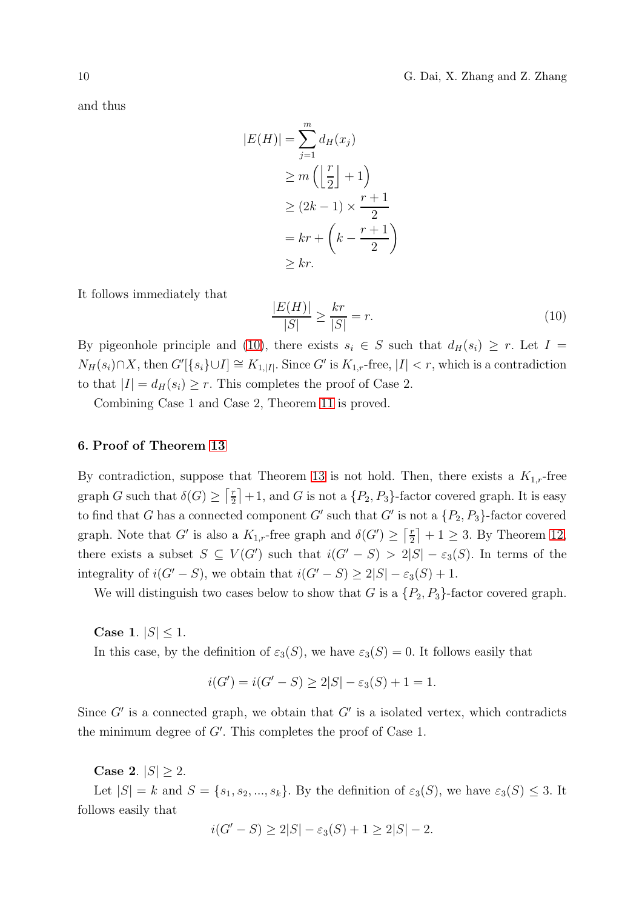and thus

$$
\begin{aligned}
|E(H)| &= \sum_{j=1}^{m} d_H(x_j) \\
&\geq m\left(\left\lfloor \frac{r}{2} \right\rfloor + 1\right) \\
&\geq (2k-1) \times \frac{r+1}{2} \\
&= kr + \left(k - \frac{r+1}{2}\right) \\
&\geq kr.
\end{aligned}
$$

It follows immediately that

$$
\frac{|E(H)|}{|S|} \geq \frac{kr}{|S|} = r. \tag{10}
$$

By pigeonhole principle and (10), there exists $s_i \in S$ such that $d_H(s_i) \geq r$. Let $I = N_H(s_i) \cap X$, then $G'[\{s_i\} \cup I] \cong K_{1,|I|}$. Since $G'$ is $K_{1,r}$-free, $|I| < r$, which is a contradiction to that $|I| = d_H(s_i) \geq r$. This completes the proof of Case 2.

Combining Case 1 and Case 2, Theorem 11 is proved.

## 6. Proof of Theorem 13

By contradiction, suppose that Theorem 13 is not hold. Then, there exists a $K_{1,r}$-free graph $G$ such that $\delta(G) \geq \lceil \frac{r}{2} \rceil + 1$, and $G$ is not a $\{P_2, P_3\}$-factor covered graph. It is easy to find that $G$ has a connected component $G'$ such that $G'$ is not a $\{P_2, P_3\}$-factor covered graph. Note that $G'$ is also a $K_{1,r}$-free graph and $\delta(G') \geq \lceil \frac{r}{2} \rceil + 1 \geq 3$. By Theorem 12, there exists a subset $S \subseteq V(G')$ such that $i(G' - S) > 2|S| - \varepsilon_3(S)$. In terms of the integrality of $i(G' - S)$, we obtain that $i(G' - S) \geq 2|S| - \varepsilon_3(S) + 1$.

We will distinguish two cases below to show that $G$ is a $\{P_2, P_3\}$-factor covered graph.

**Case 1**. $|S| \leq 1$.

In this case, by the definition of $\varepsilon_3(S)$, we have $\varepsilon_3(S) = 0$. It follows easily that

$$
i(G') = i(G' - S) \geq 2|S| - \varepsilon_3(S) + 1 = 1.
$$

Since $G'$ is a connected graph, we obtain that $G'$ is a isolated vertex, which contradicts the minimum degree of $G'$. This completes the proof of Case 1.

**Case 2**. $|S| \geq 2$.

Let $|S| = k$ and $S = \{s_1, s_2, ..., s_k\}$. By the definition of $\varepsilon_3(S)$, we have $\varepsilon_3(S) \leq 3$. It follows easily that

$$
i(G' - S) \geq 2|S| - \varepsilon_3(S) + 1 \geq 2|S| - 2.
$$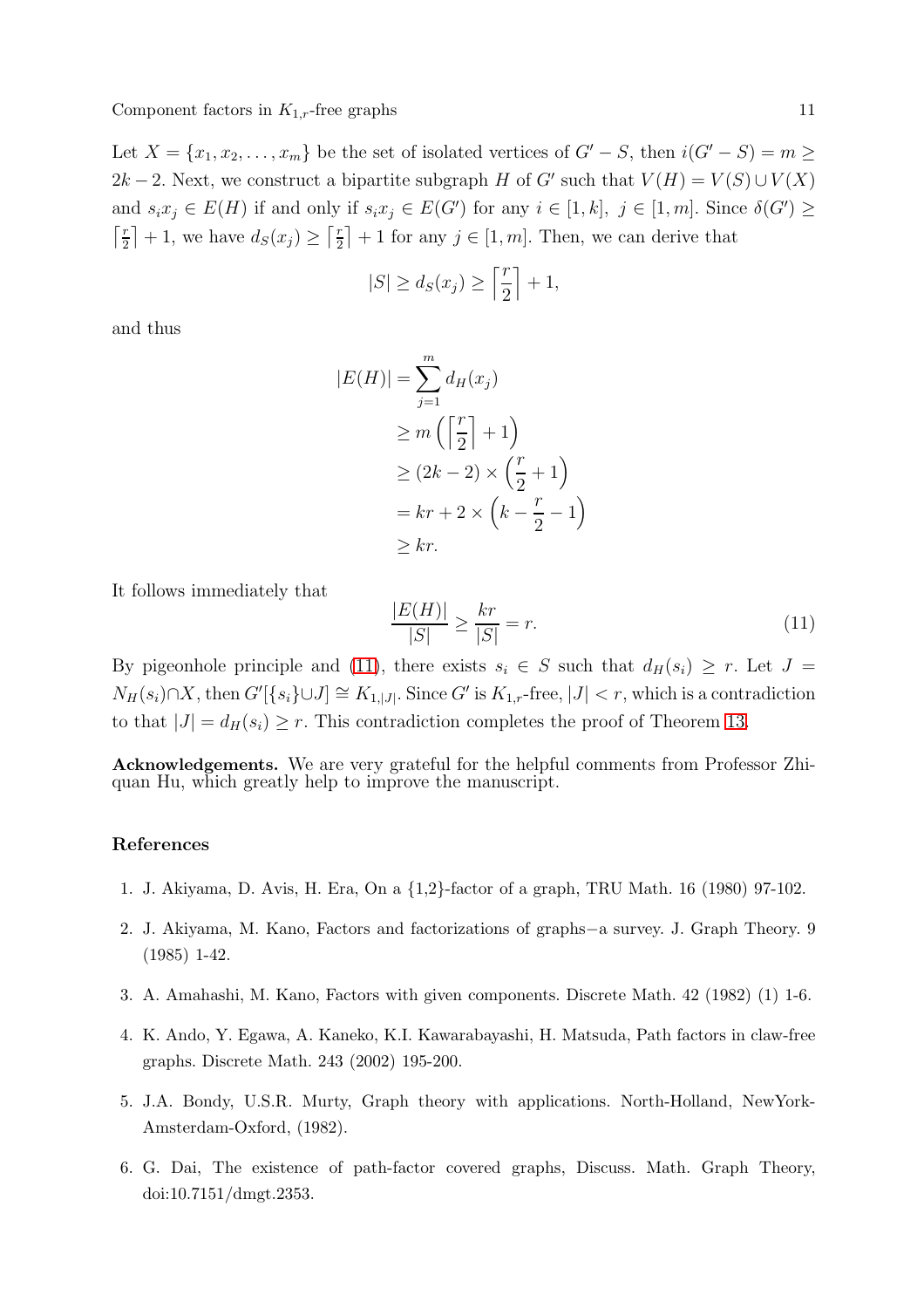Let $X = \{x_1, x_2, \ldots, x_m\}$ be the set of isolated vertices of $G' - S$, then $i(G' - S) = m \geq 2k - 2$. Next, we construct a bipartite subgraph $H$ of $G'$ such that $V(H) = V(S) \cup V(X)$ and $s_i x_j \in E(H)$ if and only if $s_i x_j \in E(G')$ for any $i \in [1, k],\ j \in [1, m]$. Since $\delta(G') \geq \left\lceil \frac{r}{2} \right\rceil + 1$, we have $d_S(x_j) \geq \left\lceil \frac{r}{2} \right\rceil + 1$ for any $j \in [1, m]$. Then, we can derive that

$$|S| \geq d_S(x_j) \geq \left\lceil \frac{r}{2} \right\rceil + 1,$$

and thus

$$\begin{aligned}
|E(H)| &= \sum_{j=1}^{m} d_H(x_j) \\
&\geq m\left(\left\lceil \frac{r}{2} \right\rceil + 1\right) \\
&\geq (2k-2) \times \left(\frac{r}{2} + 1\right) \\
&= kr + 2 \times \left(k - \frac{r}{2} - 1\right) \\
&\geq kr.
\end{aligned}$$

It follows immediately that

$$\frac{|E(H)|}{|S|} \geq \frac{kr}{|S|} = r. \tag{11}$$

By pigeonhole principle and (11), there exists $s_i \in S$ such that $d_H(s_i) \geq r$. Let $J = N_H(s_i) \cap X$, then $G'[\{s_i\} \cup J] \cong K_{1,|J|}$. Since $G'$ is $K_{1,r}$-free, $|J| < r$, which is a contradiction to that $|J| = d_H(s_i) \geq r$. This contradiction completes the proof of Theorem 13.

**Acknowledgements.** We are very grateful for the helpful comments from Professor Zhiquan Hu, which greatly help to improve the manuscript.

## References

1. J. Akiyama, D. Avis, H. Era, On a {1,2}-factor of a graph, TRU Math. 16 (1980) 97-102.
2. J. Akiyama, M. Kano, Factors and factorizations of graphs−a survey. J. Graph Theory. 9 (1985) 1-42.
3. A. Amahashi, M. Kano, Factors with given components. Discrete Math. 42 (1982) (1) 1-6.
4. K. Ando, Y. Egawa, A. Kaneko, K.I. Kawarabayashi, H. Matsuda, Path factors in claw-free graphs. Discrete Math. 243 (2002) 195-200.
5. J.A. Bondy, U.S.R. Murty, Graph theory with applications. North-Holland, NewYork-Amsterdam-Oxford, (1982).
6. G. Dai, The existence of path-factor covered graphs, Discuss. Math. Graph Theory, doi:10.7151/dmgt.2353.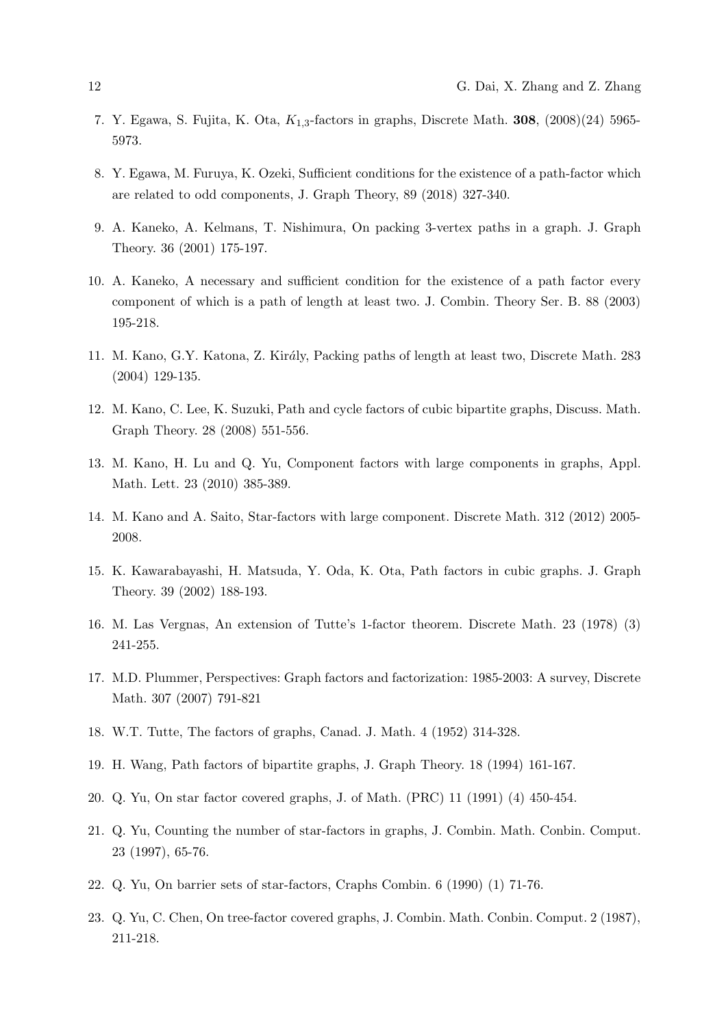7. Y. Egawa, S. Fujita, K. Ota, $K_{1,3}$-factors in graphs, Discrete Math. **308**, (2008)(24) 5965-5973.

8. Y. Egawa, M. Furuya, K. Ozeki, Sufficient conditions for the existence of a path-factor which are related to odd components, J. Graph Theory, 89 (2018) 327-340.

9. A. Kaneko, A. Kelmans, T. Nishimura, On packing 3-vertex paths in a graph. J. Graph Theory. 36 (2001) 175-197.

10. A. Kaneko, A necessary and sufficient condition for the existence of a path factor every component of which is a path of length at least two. J. Combin. Theory Ser. B. 88 (2003) 195-218.

11. M. Kano, G.Y. Katona, Z. Király, Packing paths of length at least two, Discrete Math. 283 (2004) 129-135.

12. M. Kano, C. Lee, K. Suzuki, Path and cycle factors of cubic bipartite graphs, Discuss. Math. Graph Theory. 28 (2008) 551-556.

13. M. Kano, H. Lu and Q. Yu, Component factors with large components in graphs, Appl. Math. Lett. 23 (2010) 385-389.

14. M. Kano and A. Saito, Star-factors with large component. Discrete Math. 312 (2012) 2005-2008.

15. K. Kawarabayashi, H. Matsuda, Y. Oda, K. Ota, Path factors in cubic graphs. J. Graph Theory. 39 (2002) 188-193.

16. M. Las Vergnas, An extension of Tutte's 1-factor theorem. Discrete Math. 23 (1978) (3) 241-255.

17. M.D. Plummer, Perspectives: Graph factors and factorization: 1985-2003: A survey, Discrete Math. 307 (2007) 791-821

18. W.T. Tutte, The factors of graphs, Canad. J. Math. 4 (1952) 314-328.

19. H. Wang, Path factors of bipartite graphs, J. Graph Theory. 18 (1994) 161-167.

20. Q. Yu, On star factor covered graphs, J. of Math. (PRC) 11 (1991) (4) 450-454.

21. Q. Yu, Counting the number of star-factors in graphs, J. Combin. Math. Conbin. Comput. 23 (1997), 65-76.

22. Q. Yu, On barrier sets of star-factors, Craphs Combin. 6 (1990) (1) 71-76.

23. Q. Yu, C. Chen, On tree-factor covered graphs, J. Combin. Math. Conbin. Comput. 2 (1987), 211-218.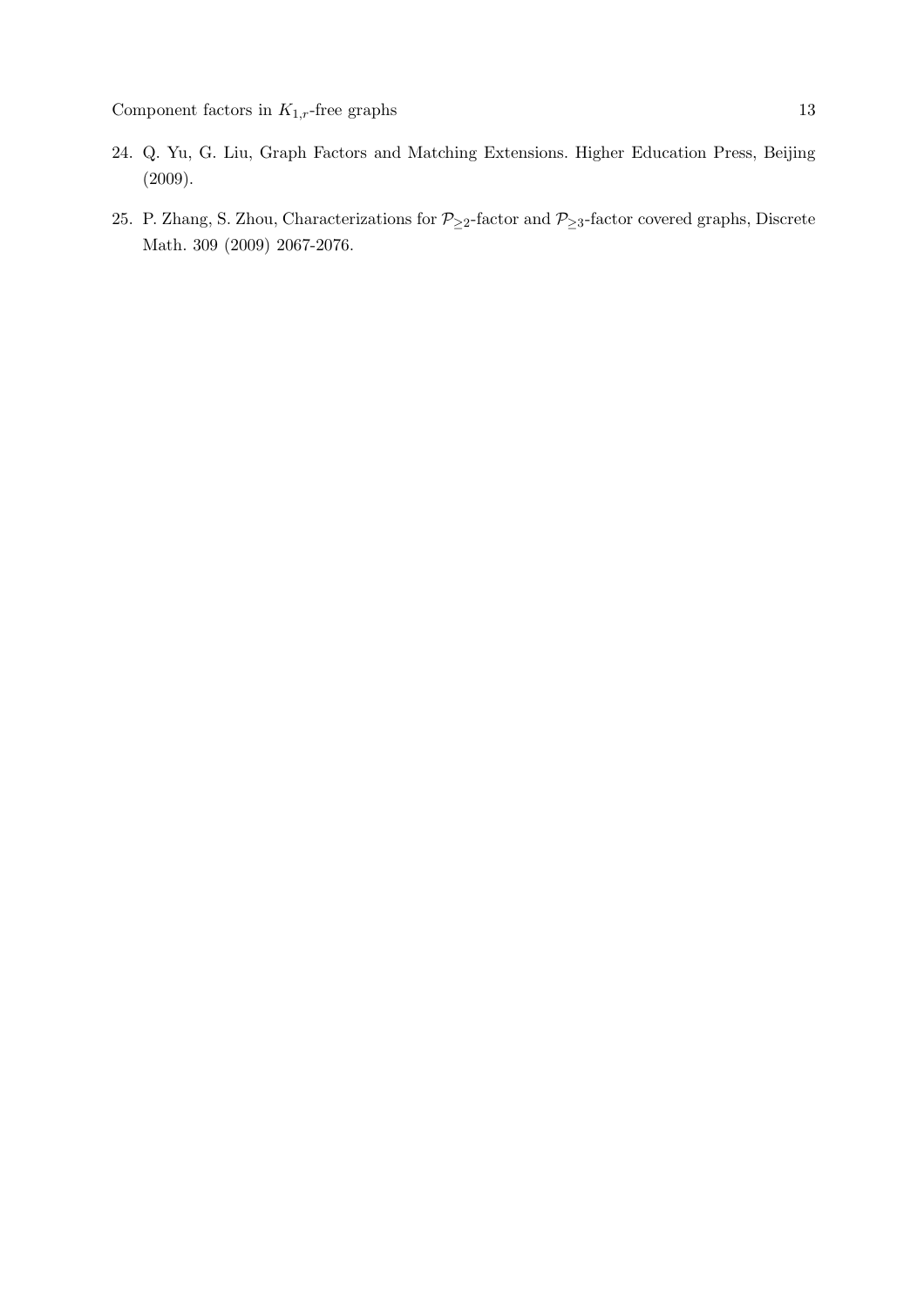24. Q. Yu, G. Liu, Graph Factors and Matching Extensions. Higher Education Press, Beijing (2009).

25. P. Zhang, S. Zhou, Characterizations for $\mathcal{P}_{\geq 2}$-factor and $\mathcal{P}_{\geq 3}$-factor covered graphs, Discrete Math. 309 (2009) 2067-2076.